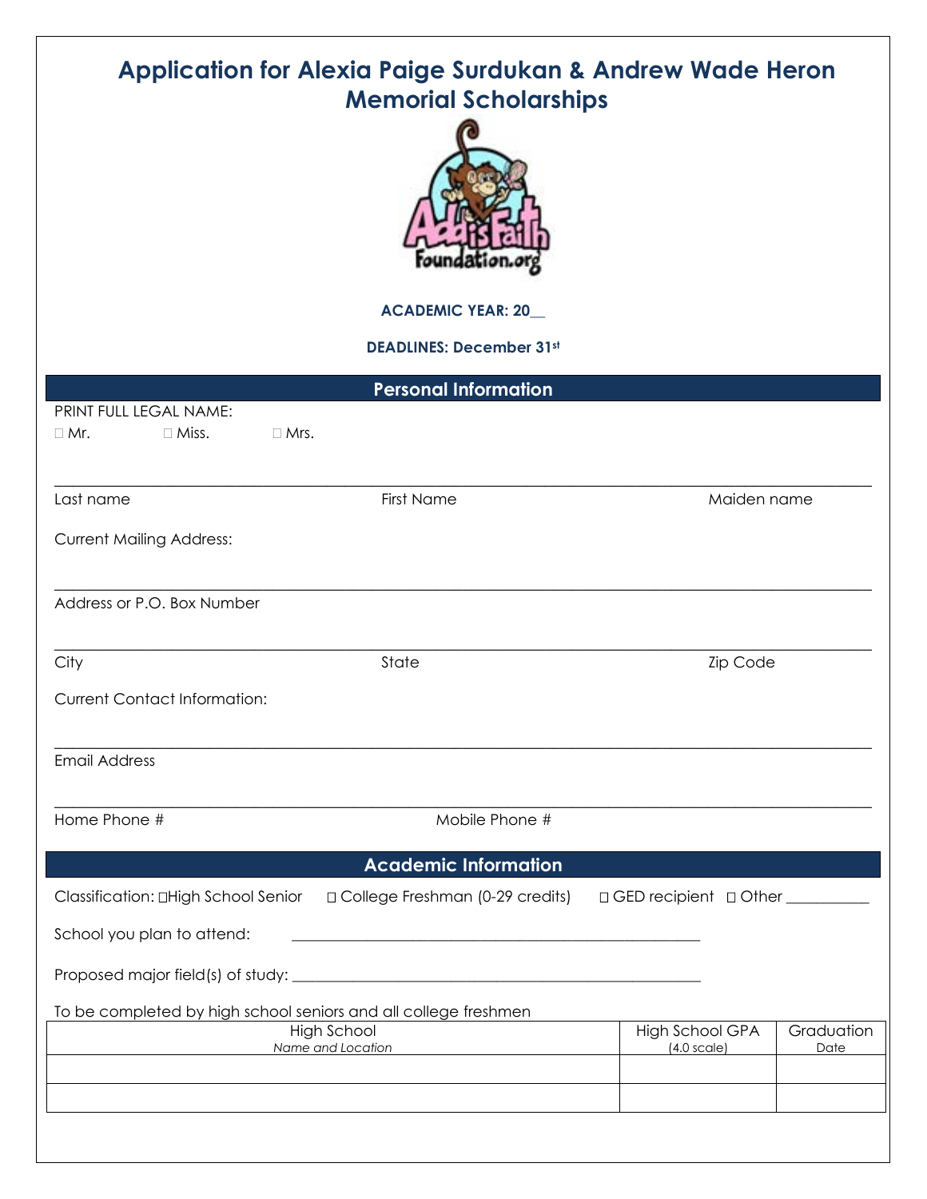# Application for Alexia Paige Surdukan & Andrew Wade Heron Memorial Scholarships

**ACADEMIC YEAR: 20__**

**DEADLINES: December 31st**

## Personal Information

PRINT FULL LEGAL NAME:

☐ Mr. ☐ Miss. ☐ Mrs.

_______________________________________________________________________________

Last name First Name Maiden name

Current Mailing Address:

_______________________________________________________________________________

Address or P.O. Box Number

_______________________________________________________________________________

City State Zip Code

Current Contact Information:

_______________________________________________________________________________

Email Address

_______________________________________________________________________________

Home Phone # Mobile Phone #

## Academic Information

Classification: ☐High School Senior ☐ College Freshman (0-29 credits) ☐ GED recipient ☐ Other __________

School you plan to attend: ______________________________________________________

Proposed major field(s) of study: ______________________________________________________

To be completed by high school seniors and all college freshmen

| High School *Name and Location* | High School GPA (4.0 scale) | Graduation Date |
|---|---|---|
| | | |
| | | |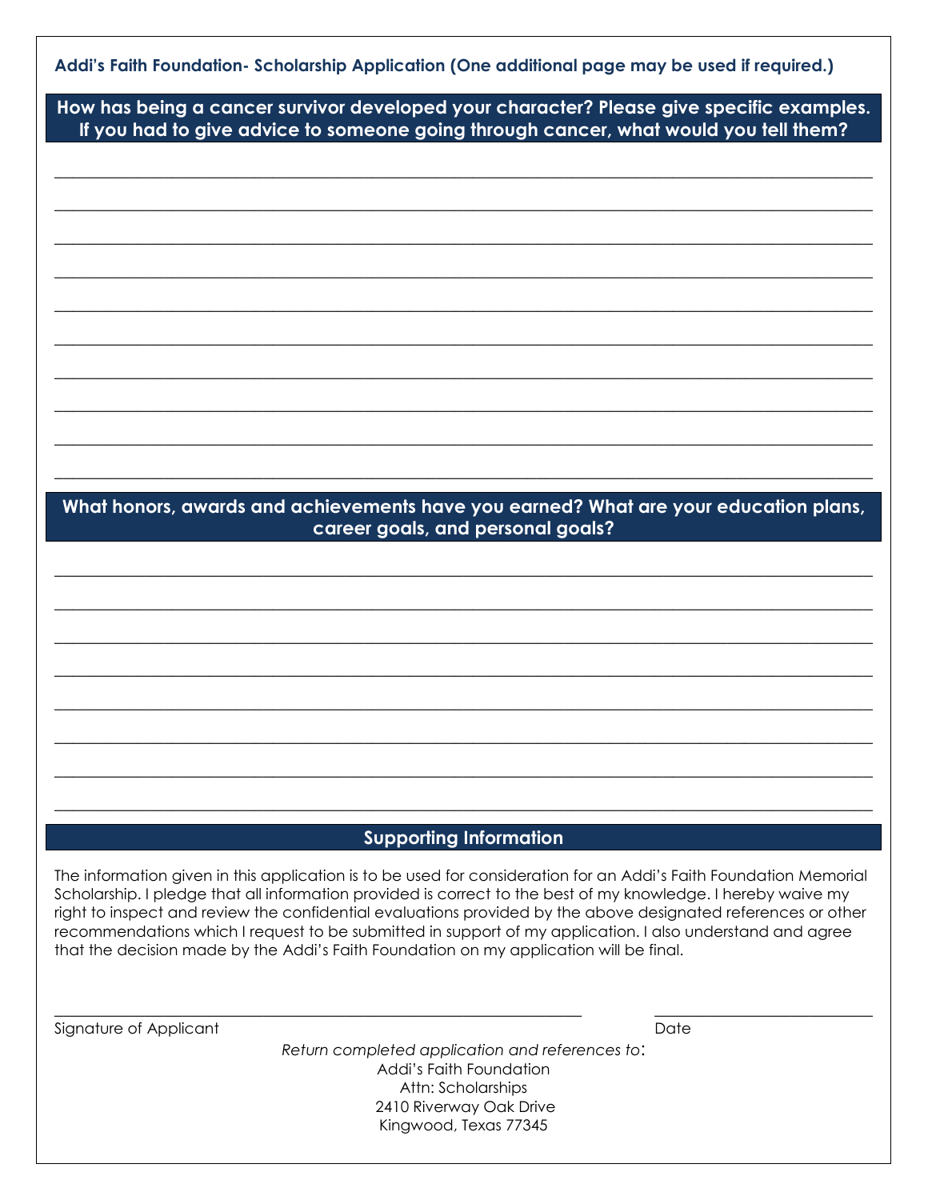**Addi's Faith Foundation- Scholarship Application (One additional page may be used if required.)**

## How has being a cancer survivor developed your character? Please give specific examples. If you had to give advice to someone going through cancer, what would you tell them?

_______________________________________________________________________________

_______________________________________________________________________________

_______________________________________________________________________________

_______________________________________________________________________________

_______________________________________________________________________________

_______________________________________________________________________________

_______________________________________________________________________________

_______________________________________________________________________________

_______________________________________________________________________________

_______________________________________________________________________________

## What honors, awards and achievements have you earned? What are your education plans, career goals, and personal goals?

_______________________________________________________________________________

_______________________________________________________________________________

_______________________________________________________________________________

_______________________________________________________________________________

_______________________________________________________________________________

_______________________________________________________________________________

_______________________________________________________________________________

_______________________________________________________________________________

## Supporting Information

The information given in this application is to be used for consideration for an Addi's Faith Foundation Memorial Scholarship. I pledge that all information provided is correct to the best of my knowledge. I hereby waive my right to inspect and review the confidential evaluations provided by the above designated references or other recommendations which I request to be submitted in support of my application. I also understand and agree that the decision made by the Addi's Faith Foundation on my application will be final.

_____________________________________________________ ______________________

Signature of Applicant Date

*Return completed application and references to*:

Addi's Faith Foundation
Attn: Scholarships
2410 Riverway Oak Drive
Kingwood, Texas 77345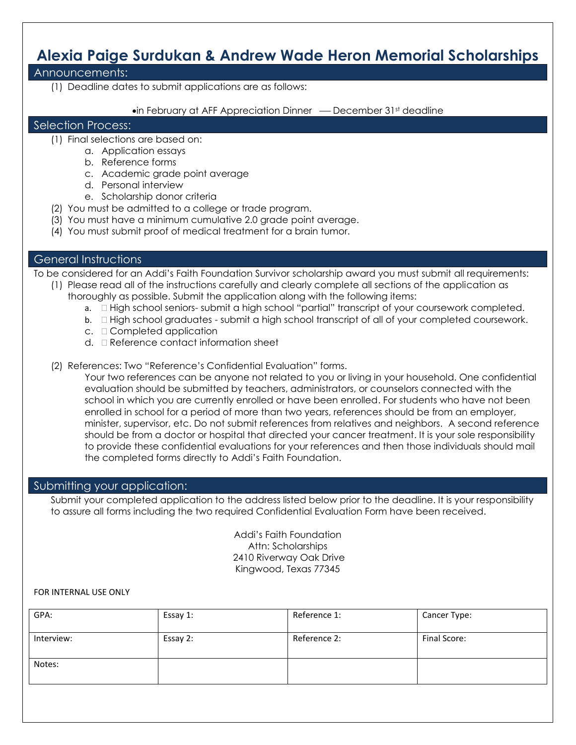# Alexia Paige Surdukan & Andrew Wade Heron Memorial Scholarships

## Announcements:

(1) Deadline dates to submit applications are as follows:

- in February at AFF Appreciation Dinner — December 31st deadline

## Selection Process:

(1) Final selections are based on:
   a. Application essays
   b. Reference forms
   c. Academic grade point average
   d. Personal interview
   e. Scholarship donor criteria

(2) You must be admitted to a college or trade program.

(3) You must have a minimum cumulative 2.0 grade point average.

(4) You must submit proof of medical treatment for a brain tumor.

## General Instructions

To be considered for an Addi's Faith Foundation Survivor scholarship award you must submit all requirements:

(1) Please read all of the instructions carefully and clearly complete all sections of the application as thoroughly as possible. Submit the application along with the following items:
   a. ☐ High school seniors- submit a high school "partial" transcript of your coursework completed.
   b. ☐ High school graduates - submit a high school transcript of all of your completed coursework.
   c. ☐ Completed application
   d. ☐ Reference contact information sheet

(2) References: Two "Reference's Confidential Evaluation" forms.
   Your two references can be anyone not related to you or living in your household. One confidential evaluation should be submitted by teachers, administrators, or counselors connected with the school in which you are currently enrolled or have been enrolled. For students who have not been enrolled in school for a period of more than two years, references should be from an employer, minister, supervisor, etc. Do not submit references from relatives and neighbors. A second reference should be from a doctor or hospital that directed your cancer treatment. It is your sole responsibility to provide these confidential evaluations for your references and then those individuals should mail the completed forms directly to Addi's Faith Foundation.

## Submitting your application:

Submit your completed application to the address listed below prior to the deadline. It is your responsibility to assure all forms including the two required Confidential Evaluation Form have been received.

Addi's Faith Foundation
Attn: Scholarships
2410 Riverway Oak Drive
Kingwood, Texas 77345

FOR INTERNAL USE ONLY

| | | | |
|---|---|---|---|
| GPA: | Essay 1: | Reference 1: | Cancer Type: |
| Interview: | Essay 2: | Reference 2: | Final Score: |
| Notes: | | | |